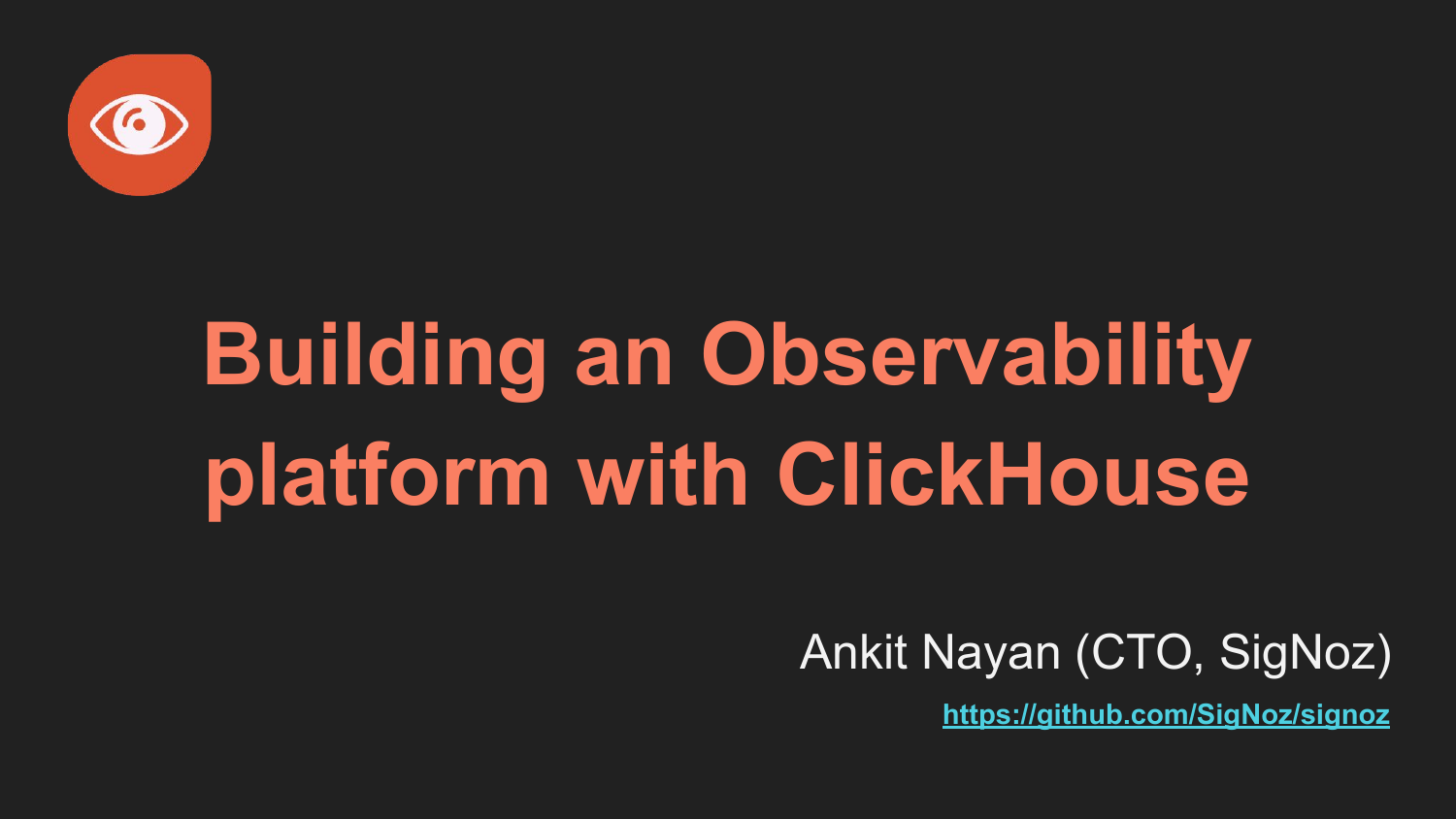# Building an Observability platform with ClickHouse

Ankit Nayan (CTO, SigNoz)

https://github.com/SigNoz/signoz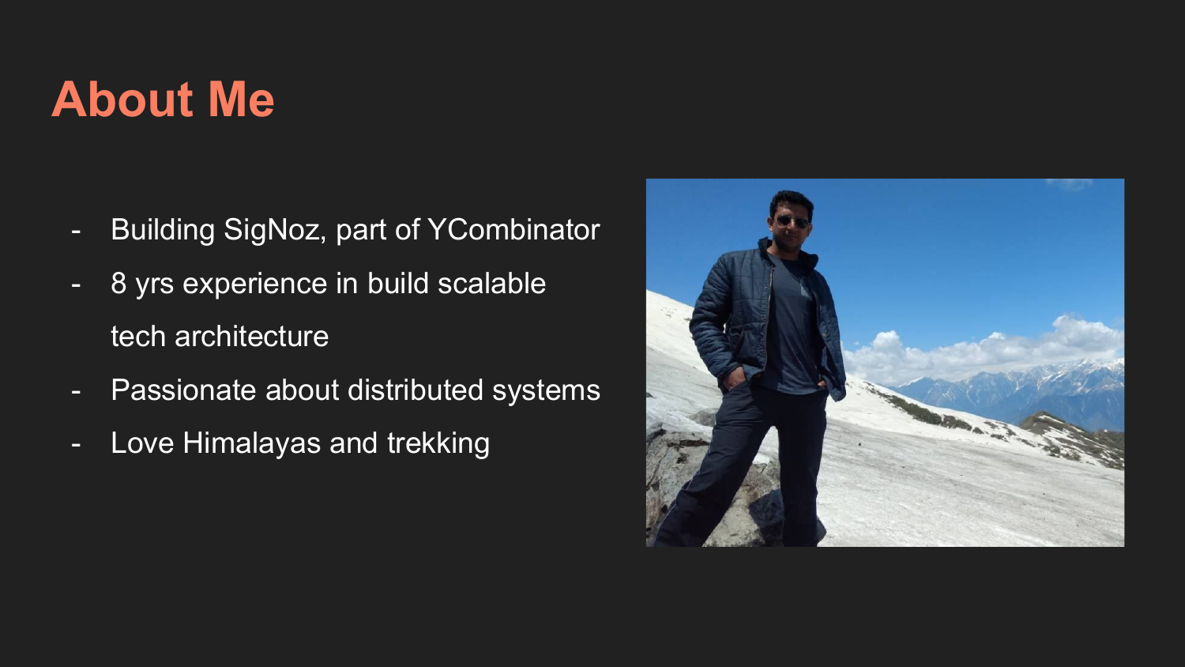# About Me

- Building SigNoz, part of YCombinator
- 8 yrs experience in build scalable tech architecture
- Passionate about distributed systems
- Love Himalayas and trekking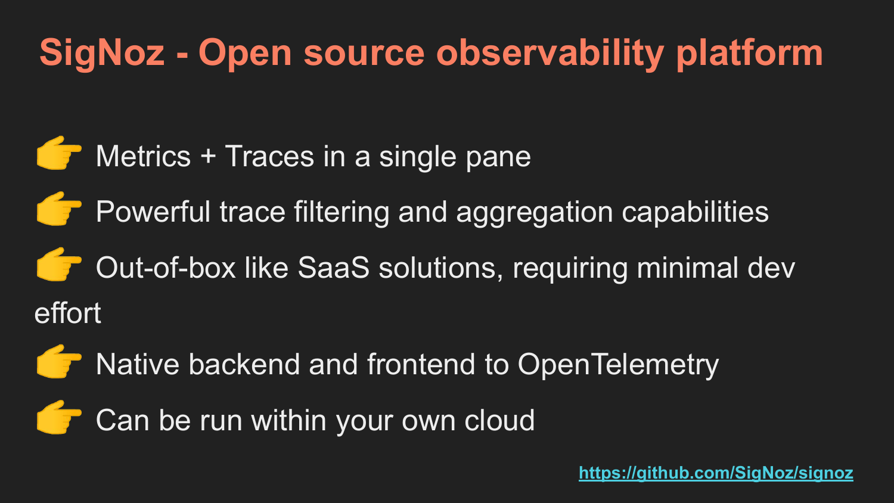# SigNoz - Open source observability platform

- 👉 Metrics + Traces in a single pane
- 👉 Powerful trace filtering and aggregation capabilities
- 👉 Out-of-box like SaaS solutions, requiring minimal dev effort
- 👉 Native backend and frontend to OpenTelemetry
- 👉 Can be run within your own cloud

https://github.com/SigNoz/signoz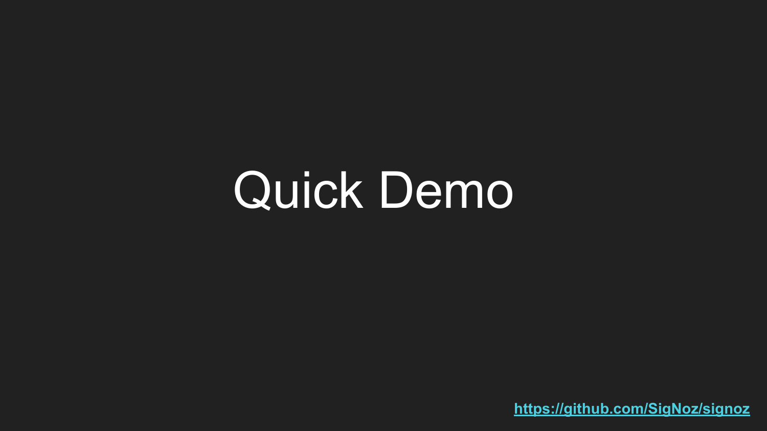# Quick Demo

[https://github.com/SigNoz/signoz](https://github.com/SigNoz/signoz)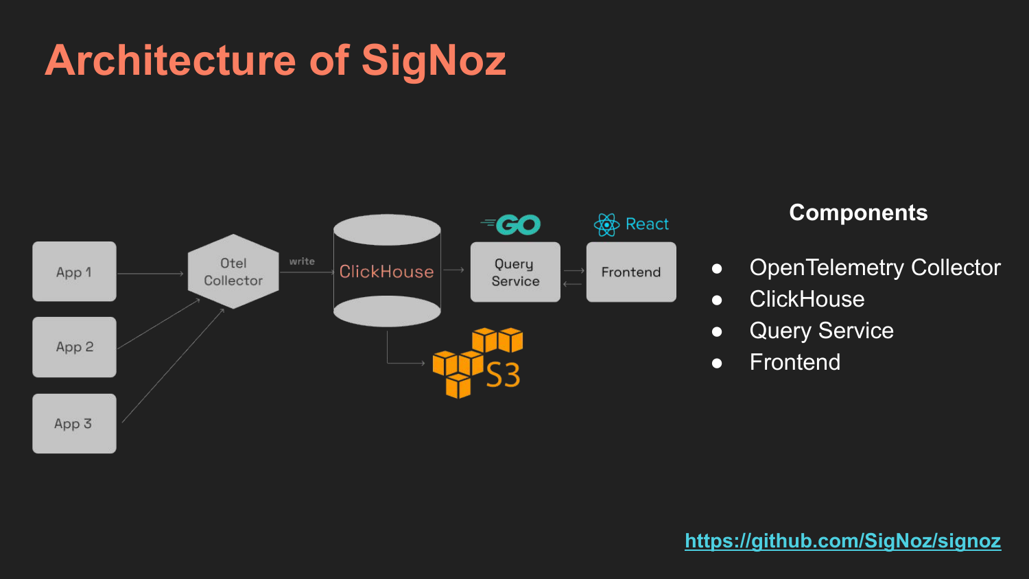# Architecture of SigNoz

**Components**

- OpenTelemetry Collector
- ClickHouse
- Query Service
- Frontend

https://github.com/SigNoz/signoz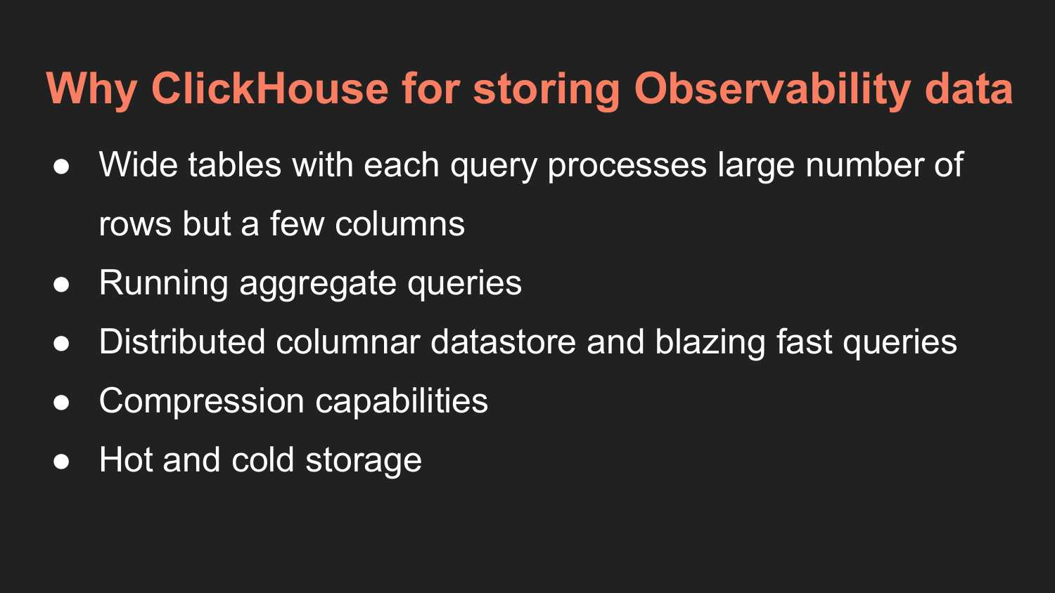# Why ClickHouse for storing Observability data

- Wide tables with each query processes large number of rows but a few columns
- Running aggregate queries
- Distributed columnar datastore and blazing fast queries
- Compression capabilities
- Hot and cold storage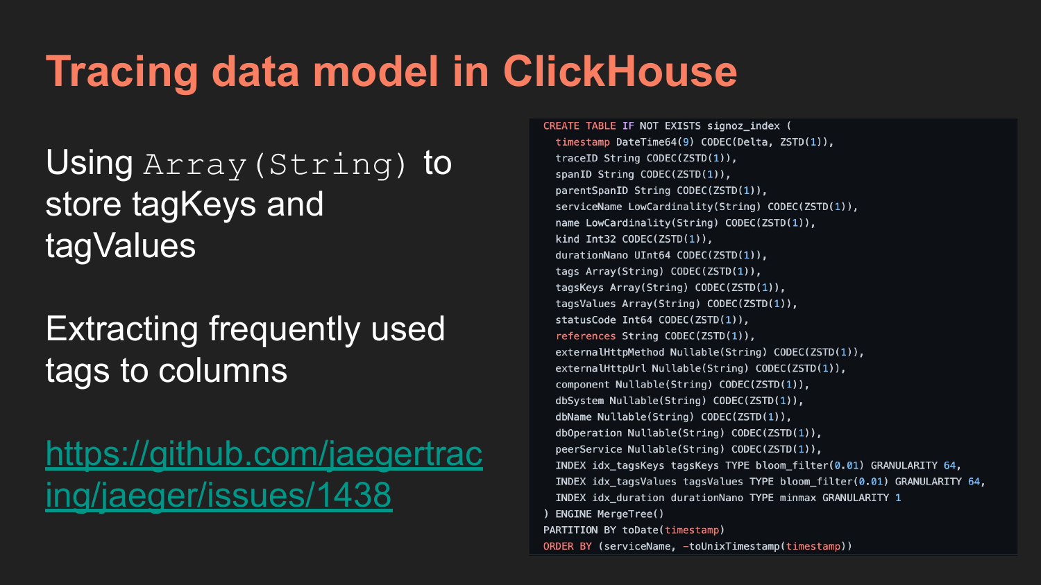# Tracing data model in ClickHouse

Using `Array(String)` to store tagKeys and tagValues

Extracting frequently used tags to columns

https://github.com/jaegertracing/jaeger/issues/1438

```
CREATE TABLE IF NOT EXISTS signoz_index (
  timestamp DateTime64(9) CODEC(Delta, ZSTD(1)),
  traceID String CODEC(ZSTD(1)),
  spanID String CODEC(ZSTD(1)),
  parentSpanID String CODEC(ZSTD(1)),
  serviceName LowCardinality(String) CODEC(ZSTD(1)),
  name LowCardinality(String) CODEC(ZSTD(1)),
  kind Int32 CODEC(ZSTD(1)),
  durationNano UInt64 CODEC(ZSTD(1)),
  tags Array(String) CODEC(ZSTD(1)),
  tagsKeys Array(String) CODEC(ZSTD(1)),
  tagsValues Array(String) CODEC(ZSTD(1)),
  statusCode Int64 CODEC(ZSTD(1)),
  references String CODEC(ZSTD(1)),
  externalHttpMethod Nullable(String) CODEC(ZSTD(1)),
  externalHttpUrl Nullable(String) CODEC(ZSTD(1)),
  component Nullable(String) CODEC(ZSTD(1)),
  dbSystem Nullable(String) CODEC(ZSTD(1)),
  dbName Nullable(String) CODEC(ZSTD(1)),
  dbOperation Nullable(String) CODEC(ZSTD(1)),
  peerService Nullable(String) CODEC(ZSTD(1)),
  INDEX idx_tagsKeys tagsKeys TYPE bloom_filter(0.01) GRANULARITY 64,
  INDEX idx_tagsValues tagsValues TYPE bloom_filter(0.01) GRANULARITY 64,
  INDEX idx_duration durationNano TYPE minmax GRANULARITY 1
) ENGINE MergeTree()
PARTITION BY toDate(timestamp)
ORDER BY (serviceName, -toUnixTimestamp(timestamp))
```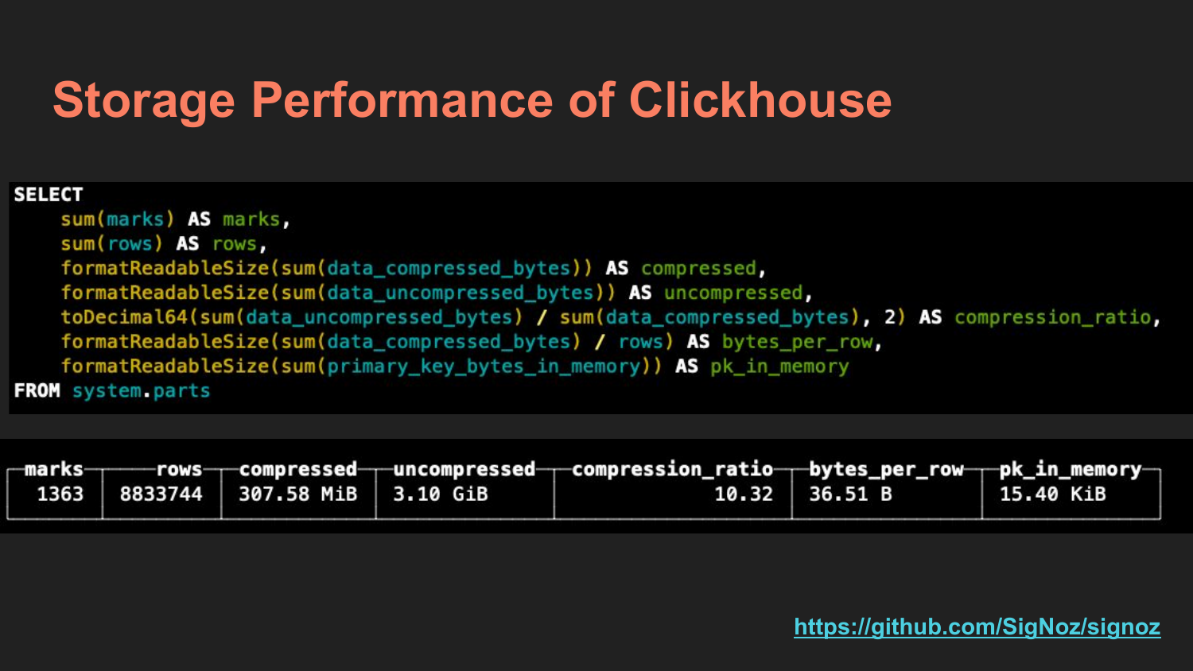# Storage Performance of Clickhouse

```sql
SELECT
    sum(marks) AS marks,
    sum(rows) AS rows,
    formatReadableSize(sum(data_compressed_bytes)) AS compressed,
    formatReadableSize(sum(data_uncompressed_bytes)) AS uncompressed,
    toDecimal64(sum(data_uncompressed_bytes) / sum(data_compressed_bytes), 2) AS compression_ratio,
    formatReadableSize(sum(data_compressed_bytes) / rows) AS bytes_per_row,
    formatReadableSize(sum(primary_key_bytes_in_memory)) AS pk_in_memory
FROM system.parts
```

| marks | rows | compressed | uncompressed | compression_ratio | bytes_per_row | pk_in_memory |
|---|---|---|---|---|---|---|
| 1363 | 8833744 | 307.58 MiB | 3.10 GiB | 10.32 | 36.51 B | 15.40 KiB |

https://github.com/SigNoz/signoz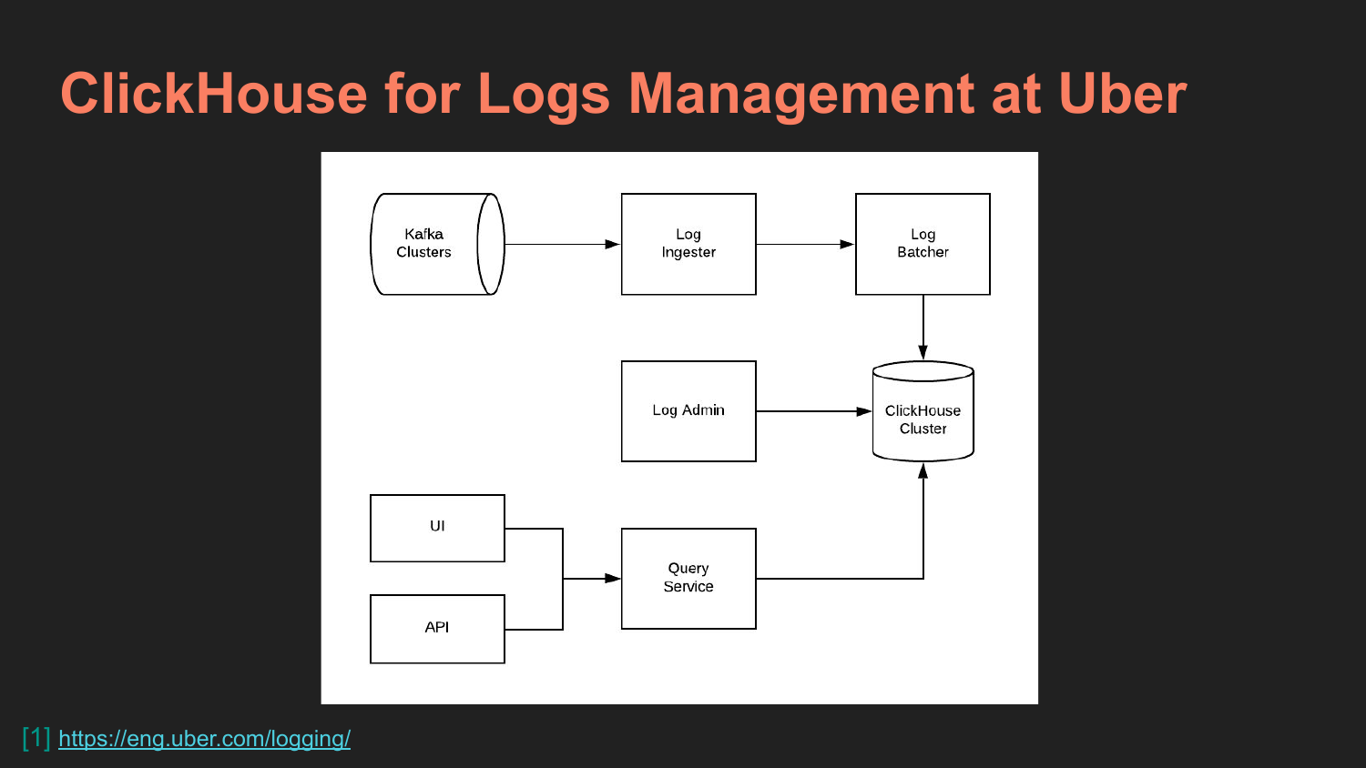# ClickHouse for Logs Management at Uber

Kafka Clusters

Log Ingester

Log Batcher

Log Admin

ClickHouse Cluster

UI

API

Query Service

[1] https://eng.uber.com/logging/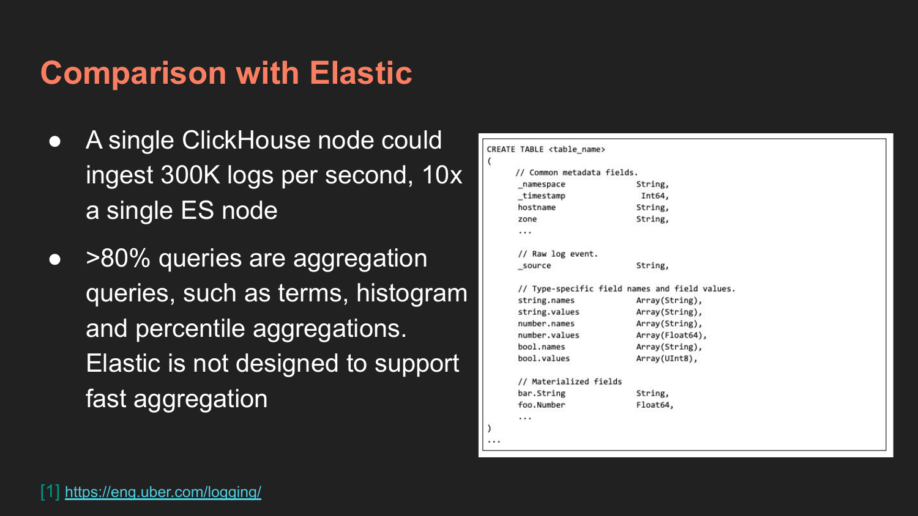# Comparison with Elastic

- A single ClickHouse node could ingest 300K logs per second, 10x a single ES node
- >80% queries are aggregation queries, such as terms, histogram and percentile aggregations. Elastic is not designed to support fast aggregation

```
CREATE TABLE <table_name>
(
    // Common metadata fields.
    _namespace              String,
    _timestamp               Int64,
    hostname                String,
    zone                    String,
    ...

    // Raw log event.
    _source                 String,

    // Type-specific field names and field values.
    string.names            Array(String),
    string.values           Array(String),
    number.names            Array(String),
    number.values           Array(Float64),
    bool.names              Array(String),
    bool.values             Array(UInt8),

    // Materialized fields
    bar.String              String,
    foo.Number              Float64,
    ...
)
...
```

[1] https://eng.uber.com/logging/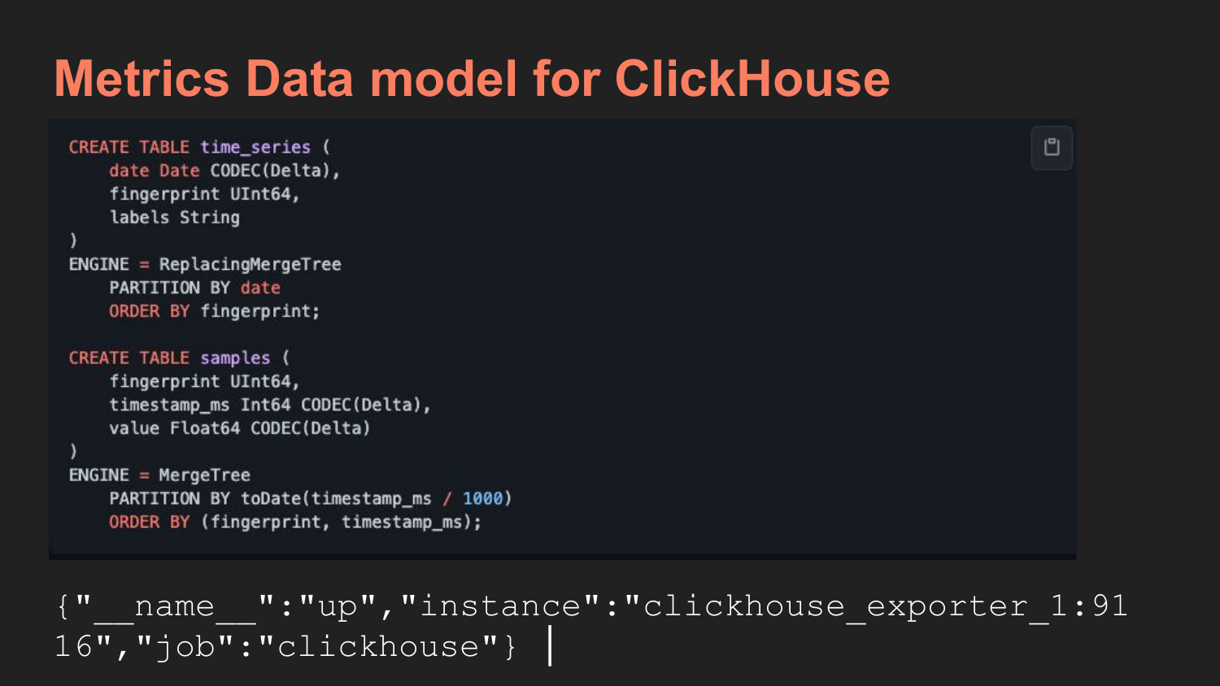# Metrics Data model for ClickHouse

```sql
CREATE TABLE time_series (
    date Date CODEC(Delta),
    fingerprint UInt64,
    labels String
)
ENGINE = ReplacingMergeTree
    PARTITION BY date
    ORDER BY fingerprint;

CREATE TABLE samples (
    fingerprint UInt64,
    timestamp_ms Int64 CODEC(Delta),
    value Float64 CODEC(Delta)
)
ENGINE = MergeTree
    PARTITION BY toDate(timestamp_ms / 1000)
    ORDER BY (fingerprint, timestamp_ms);
```

```
{"__name__":"up","instance":"clickhouse_exporter_1:9116","job":"clickhouse"}
```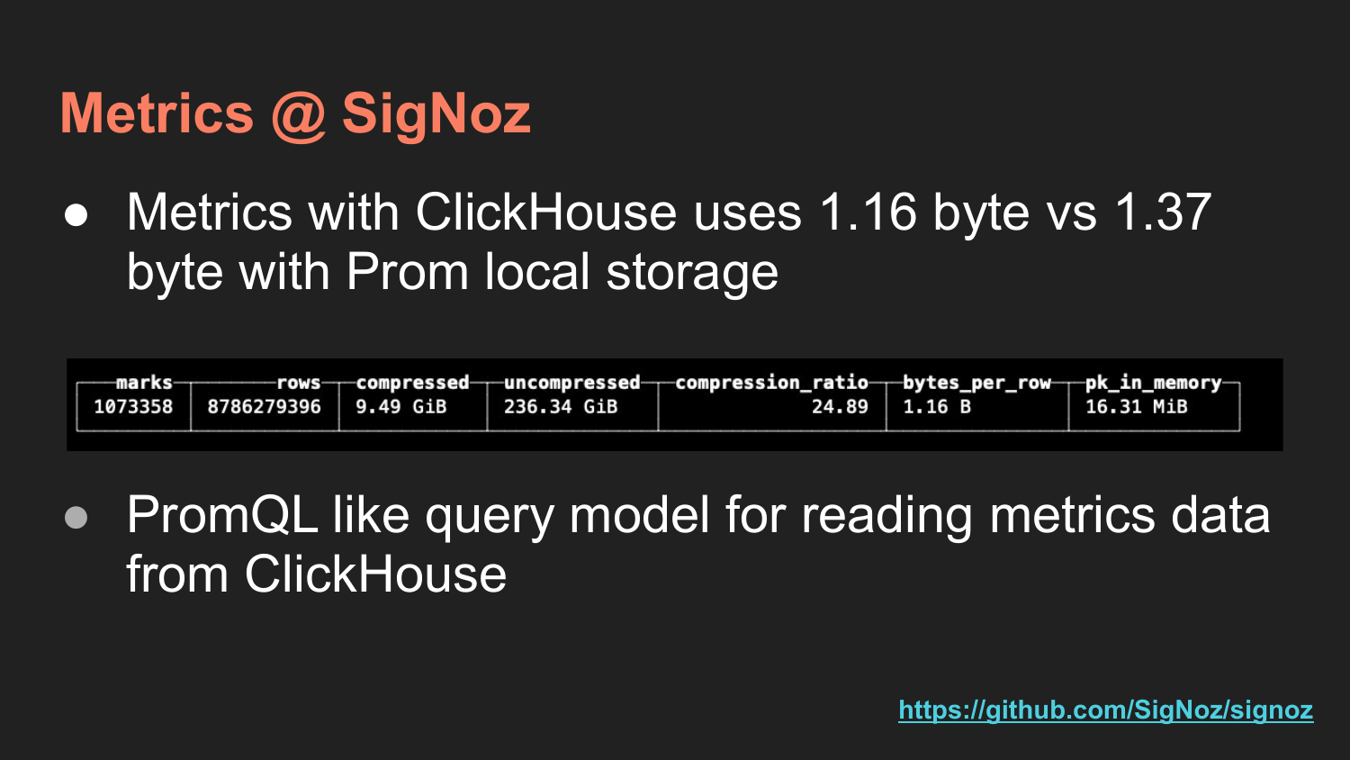# Metrics @ SigNoz

- Metrics with ClickHouse uses 1.16 byte vs 1.37 byte with Prom local storage

| marks | rows | compressed | uncompressed | compression_ratio | bytes_per_row | pk_in_memory |
|---|---|---|---|---|---|---|
| 1073358 | 8786279396 | 9.49 GiB | 236.34 GiB | 24.89 | 1.16 B | 16.31 MiB |

- PromQL like query model for reading metrics data from ClickHouse

https://github.com/SigNoz/signoz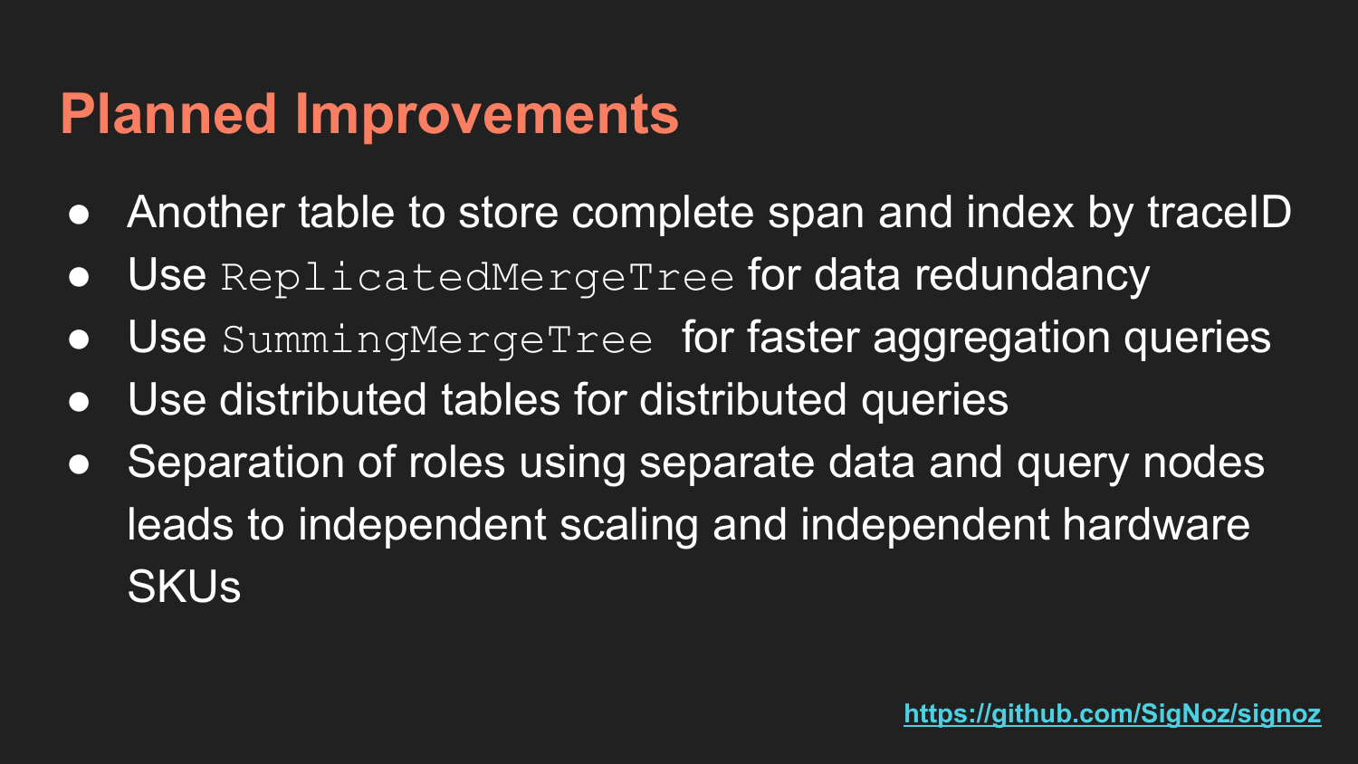# Planned Improvements

- Another table to store complete span and index by traceID
- Use `ReplicatedMergeTree` for data redundancy
- Use `SummingMergeTree` for faster aggregation queries
- Use distributed tables for distributed queries
- Separation of roles using separate data and query nodes leads to independent scaling and independent hardware SKUs

https://github.com/SigNoz/signoz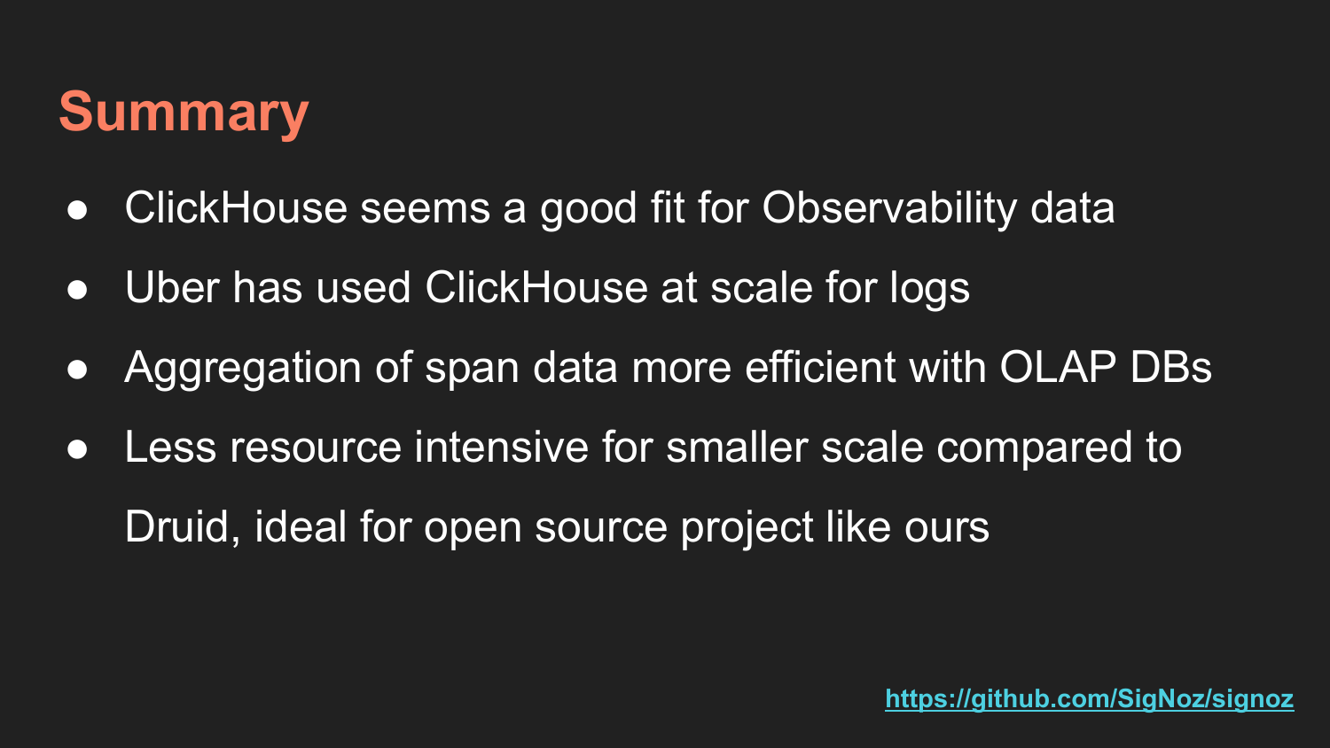# Summary

- ClickHouse seems a good fit for Observability data
- Uber has used ClickHouse at scale for logs
- Aggregation of span data more efficient with OLAP DBs
- Less resource intensive for smaller scale compared to Druid, ideal for open source project like ours

https://github.com/SigNoz/signoz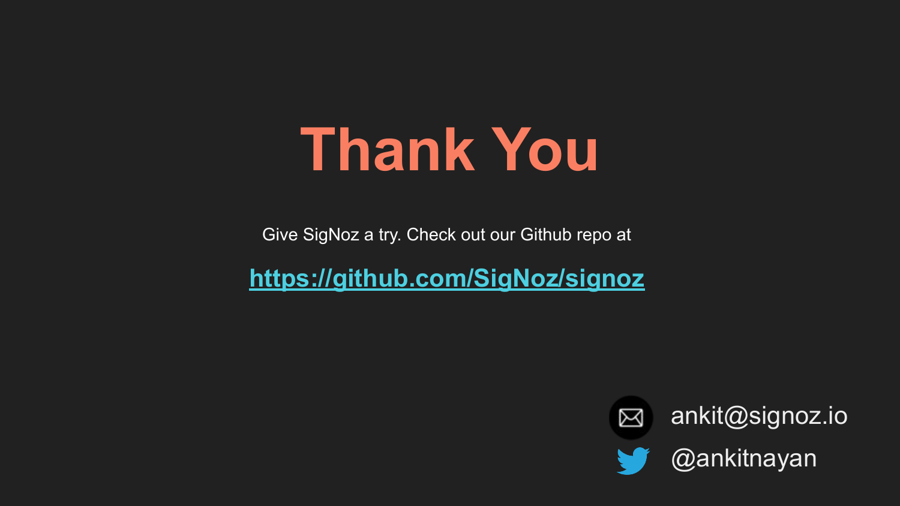# Thank You

Give SigNoz a try. Check out our Github repo at

[https://github.com/SigNoz/signoz](https://github.com/SigNoz/signoz)

ankit@signoz.io

@ankitnayan